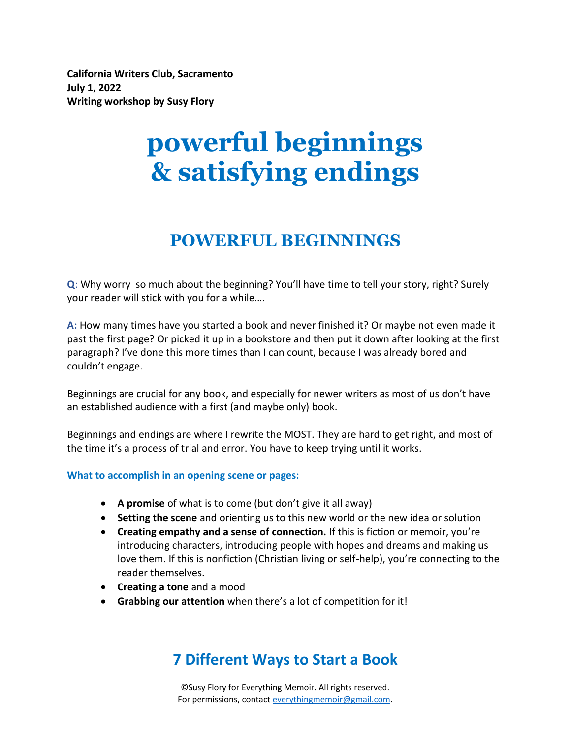**California Writers Club, Sacramento**
**July 1, 2022**
**Writing workshop by Susy Flory**

# powerful beginnings & satisfying endings

## POWERFUL BEGINNINGS

**Q**: Why worry so much about the beginning? You'll have time to tell your story, right? Surely your reader will stick with you for a while….

**A:** How many times have you started a book and never finished it? Or maybe not even made it past the first page? Or picked it up in a bookstore and then put it down after looking at the first paragraph? I've done this more times than I can count, because I was already bored and couldn't engage.

Beginnings are crucial for any book, and especially for newer writers as most of us don't have an established audience with a first (and maybe only) book.

Beginnings and endings are where I rewrite the MOST. They are hard to get right, and most of the time it's a process of trial and error. You have to keep trying until it works.

**What to accomplish in an opening scene or pages:**

- **A promise** of what is to come (but don't give it all away)
- **Setting the scene** and orienting us to this new world or the new idea or solution
- **Creating empathy and a sense of connection.** If this is fiction or memoir, you're introducing characters, introducing people with hopes and dreams and making us love them. If this is nonfiction (Christian living or self-help), you're connecting to the reader themselves.
- **Creating a tone** and a mood
- **Grabbing our attention** when there's a lot of competition for it!

## 7 Different Ways to Start a Book

©Susy Flory for Everything Memoir. All rights reserved.
For permissions, contact everythingmemoir@gmail.com.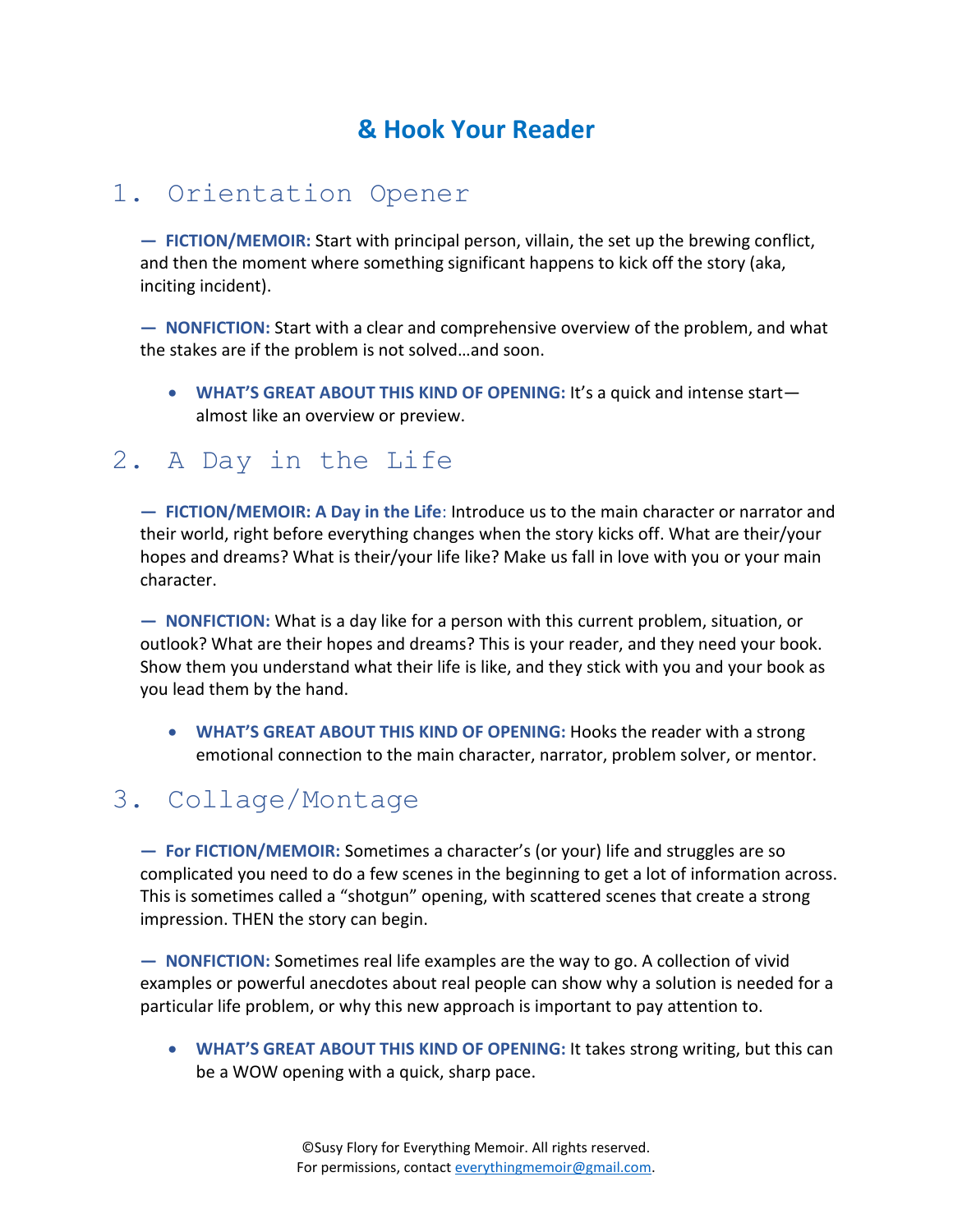# & Hook Your Reader

## 1. Orientation Opener

— **FICTION/MEMOIR:** Start with principal person, villain, the set up the brewing conflict, and then the moment where something significant happens to kick off the story (aka, inciting incident).

— **NONFICTION:** Start with a clear and comprehensive overview of the problem, and what the stakes are if the problem is not solved…and soon.

- **WHAT'S GREAT ABOUT THIS KIND OF OPENING:** It's a quick and intense start—almost like an overview or preview.

## 2. A Day in the Life

— **FICTION/MEMOIR: A Day in the Life**: Introduce us to the main character or narrator and their world, right before everything changes when the story kicks off. What are their/your hopes and dreams? What is their/your life like? Make us fall in love with you or your main character.

— **NONFICTION:** What is a day like for a person with this current problem, situation, or outlook? What are their hopes and dreams? This is your reader, and they need your book. Show them you understand what their life is like, and they stick with you and your book as you lead them by the hand.

- **WHAT'S GREAT ABOUT THIS KIND OF OPENING:** Hooks the reader with a strong emotional connection to the main character, narrator, problem solver, or mentor.

## 3. Collage/Montage

— **For FICTION/MEMOIR:** Sometimes a character's (or your) life and struggles are so complicated you need to do a few scenes in the beginning to get a lot of information across. This is sometimes called a "shotgun" opening, with scattered scenes that create a strong impression. THEN the story can begin.

— **NONFICTION:** Sometimes real life examples are the way to go. A collection of vivid examples or powerful anecdotes about real people can show why a solution is needed for a particular life problem, or why this new approach is important to pay attention to.

- **WHAT'S GREAT ABOUT THIS KIND OF OPENING:** It takes strong writing, but this can be a WOW opening with a quick, sharp pace.

©Susy Flory for Everything Memoir. All rights reserved.
For permissions, contact everythingmemoir@gmail.com.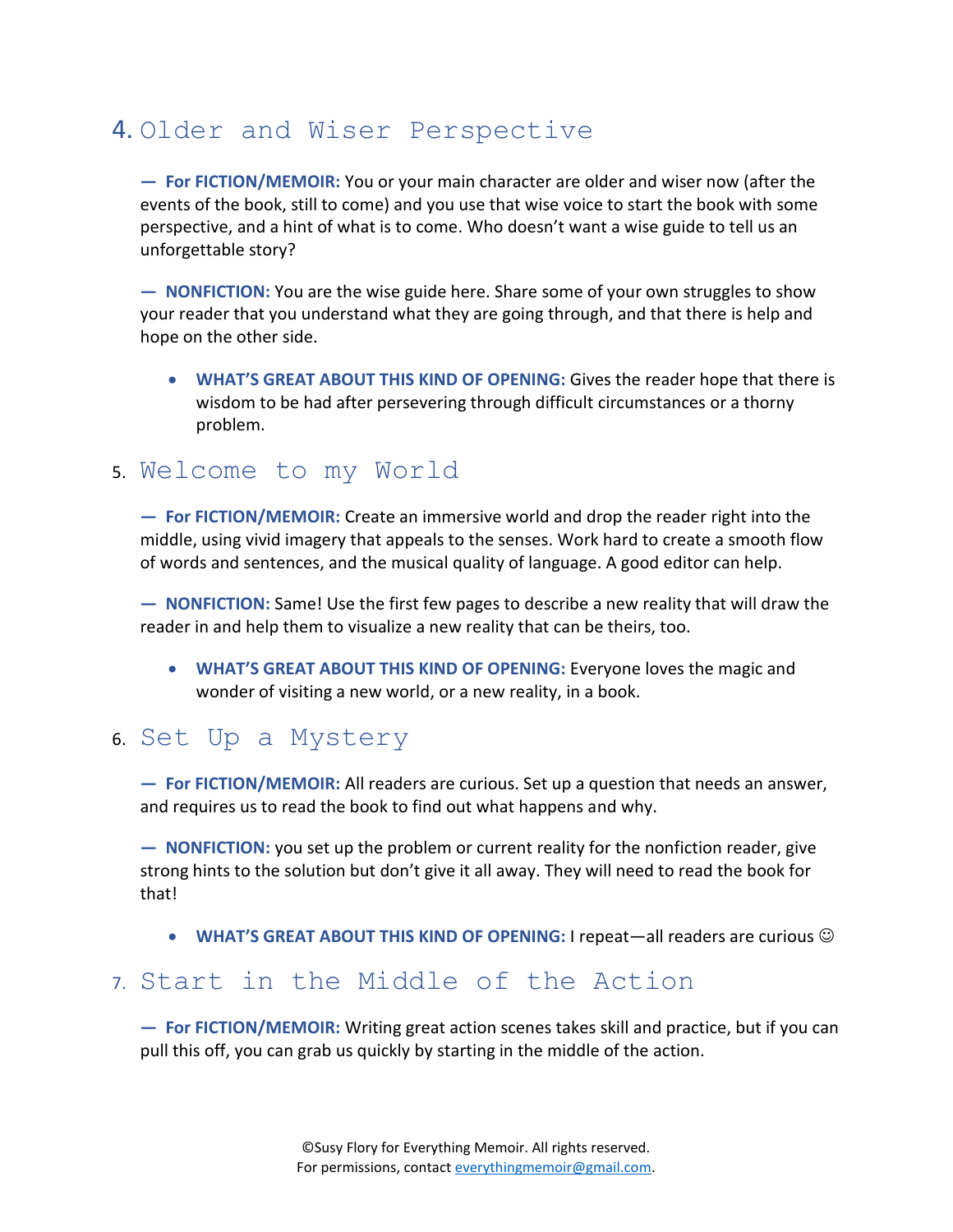## 4. Older and Wiser Perspective

**— For FICTION/MEMOIR:** You or your main character are older and wiser now (after the events of the book, still to come) and you use that wise voice to start the book with some perspective, and a hint of what is to come. Who doesn't want a wise guide to tell us an unforgettable story?

**— NONFICTION:** You are the wise guide here. Share some of your own struggles to show your reader that you understand what they are going through, and that there is help and hope on the other side.

- **WHAT'S GREAT ABOUT THIS KIND OF OPENING:** Gives the reader hope that there is wisdom to be had after persevering through difficult circumstances or a thorny problem.

## 5. Welcome to my World

**— For FICTION/MEMOIR:** Create an immersive world and drop the reader right into the middle, using vivid imagery that appeals to the senses. Work hard to create a smooth flow of words and sentences, and the musical quality of language. A good editor can help.

**— NONFICTION:** Same! Use the first few pages to describe a new reality that will draw the reader in and help them to visualize a new reality that can be theirs, too.

- **WHAT'S GREAT ABOUT THIS KIND OF OPENING:** Everyone loves the magic and wonder of visiting a new world, or a new reality, in a book.

## 6. Set Up a Mystery

**— For FICTION/MEMOIR:** All readers are curious. Set up a question that needs an answer, and requires us to read the book to find out what happens and why.

**— NONFICTION:** you set up the problem or current reality for the nonfiction reader, give strong hints to the solution but don't give it all away. They will need to read the book for that!

- **WHAT'S GREAT ABOUT THIS KIND OF OPENING:** I repeat—all readers are curious ☺

## 7. Start in the Middle of the Action

**— For FICTION/MEMOIR:** Writing great action scenes takes skill and practice, but if you can pull this off, you can grab us quickly by starting in the middle of the action.

©Susy Flory for Everything Memoir. All rights reserved.
For permissions, contact everythingmemoir@gmail.com.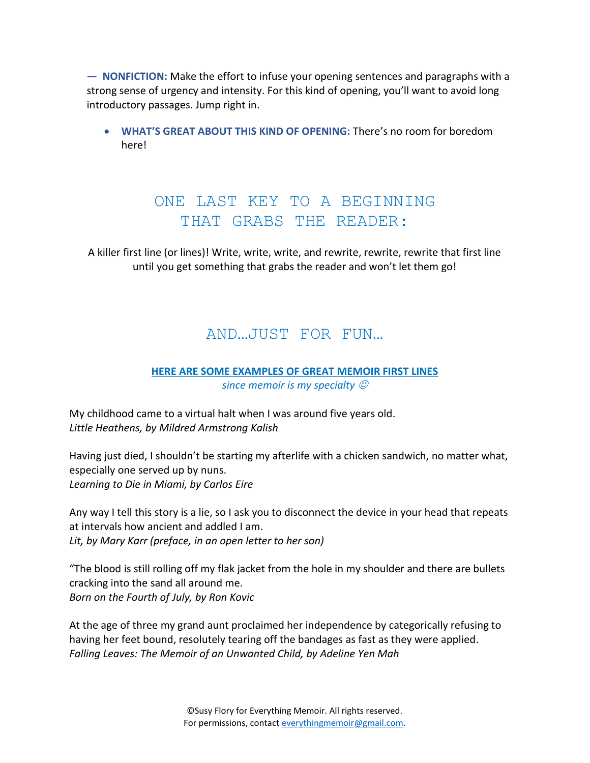**— NONFICTION:** Make the effort to infuse your opening sentences and paragraphs with a strong sense of urgency and intensity. For this kind of opening, you'll want to avoid long introductory passages. Jump right in.

- **WHAT'S GREAT ABOUT THIS KIND OF OPENING:** There's no room for boredom here!

## ONE LAST KEY TO A BEGINNING THAT GRABS THE READER:

A killer first line (or lines)! Write, write, write, and rewrite, rewrite, rewrite that first line until you get something that grabs the reader and won't let them go!

## AND…JUST FOR FUN…

**HERE ARE SOME EXAMPLES OF GREAT MEMOIR FIRST LINES**
*since memoir is my specialty ☺*

My childhood came to a virtual halt when I was around five years old.
*Little Heathens, by Mildred Armstrong Kalish*

Having just died, I shouldn't be starting my afterlife with a chicken sandwich, no matter what, especially one served up by nuns.
*Learning to Die in Miami, by Carlos Eire*

Any way I tell this story is a lie, so I ask you to disconnect the device in your head that repeats at intervals how ancient and addled I am.
*Lit, by Mary Karr (preface, in an open letter to her son)*

"The blood is still rolling off my flak jacket from the hole in my shoulder and there are bullets cracking into the sand all around me.
*Born on the Fourth of July, by Ron Kovic*

At the age of three my grand aunt proclaimed her independence by categorically refusing to having her feet bound, resolutely tearing off the bandages as fast as they were applied.
*Falling Leaves: The Memoir of an Unwanted Child, by Adeline Yen Mah*

©Susy Flory for Everything Memoir. All rights reserved.
For permissions, contact everythingmemoir@gmail.com.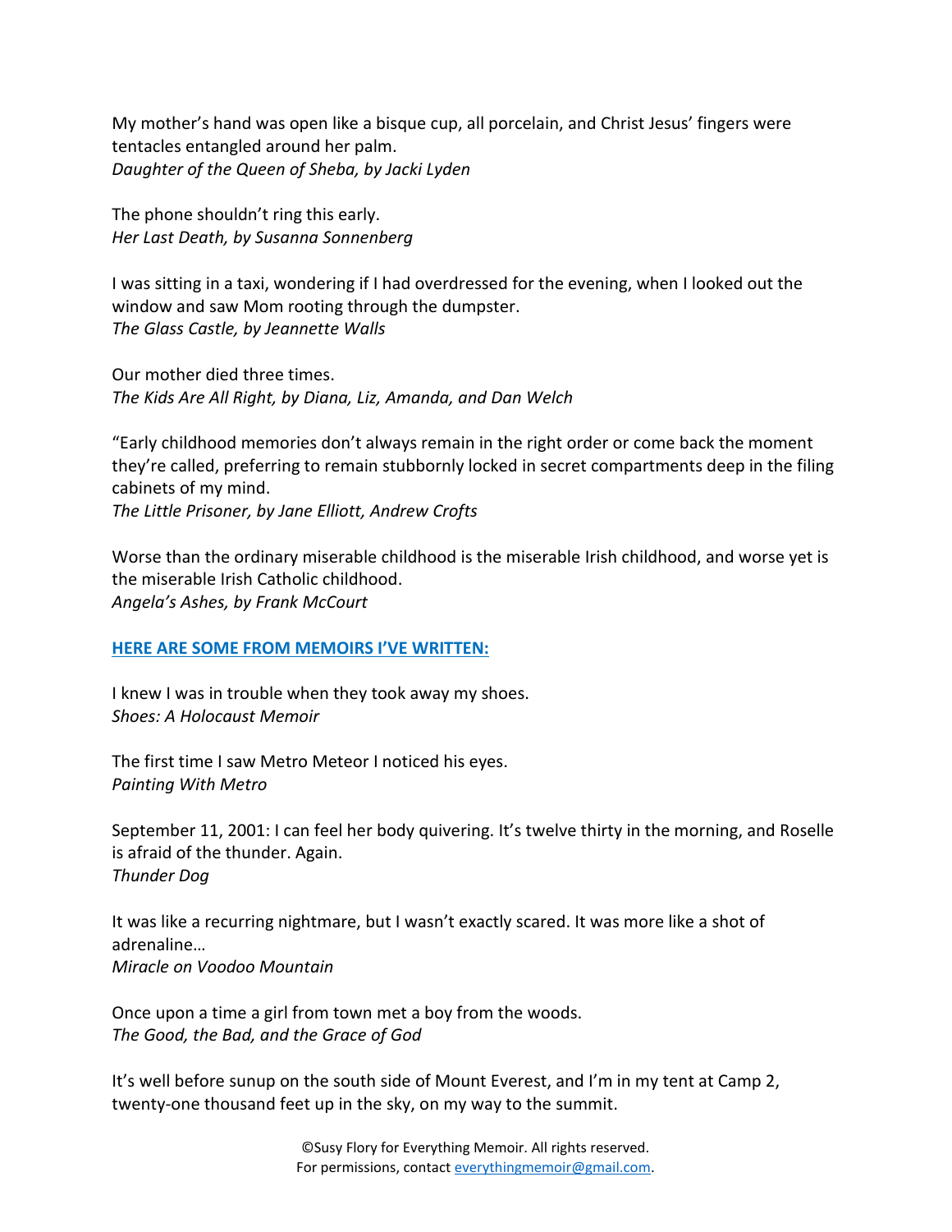My mother's hand was open like a bisque cup, all porcelain, and Christ Jesus' fingers were tentacles entangled around her palm.
*Daughter of the Queen of Sheba, by Jacki Lyden*

The phone shouldn't ring this early.
*Her Last Death, by Susanna Sonnenberg*

I was sitting in a taxi, wondering if I had overdressed for the evening, when I looked out the window and saw Mom rooting through the dumpster.
*The Glass Castle, by Jeannette Walls*

Our mother died three times.
*The Kids Are All Right, by Diana, Liz, Amanda, and Dan Welch*

"Early childhood memories don't always remain in the right order or come back the moment they're called, preferring to remain stubbornly locked in secret compartments deep in the filing cabinets of my mind.
*The Little Prisoner, by Jane Elliott, Andrew Crofts*

Worse than the ordinary miserable childhood is the miserable Irish childhood, and worse yet is the miserable Irish Catholic childhood.
*Angela's Ashes, by Frank McCourt*

**HERE ARE SOME FROM MEMOIRS I'VE WRITTEN:**

I knew I was in trouble when they took away my shoes.
*Shoes: A Holocaust Memoir*

The first time I saw Metro Meteor I noticed his eyes.
*Painting With Metro*

September 11, 2001: I can feel her body quivering. It's twelve thirty in the morning, and Roselle is afraid of the thunder. Again.
*Thunder Dog*

It was like a recurring nightmare, but I wasn't exactly scared. It was more like a shot of adrenaline…
*Miracle on Voodoo Mountain*

Once upon a time a girl from town met a boy from the woods.
*The Good, the Bad, and the Grace of God*

It's well before sunup on the south side of Mount Everest, and I'm in my tent at Camp 2, twenty-one thousand feet up in the sky, on my way to the summit.

©Susy Flory for Everything Memoir. All rights reserved.
For permissions, contact everythingmemoir@gmail.com.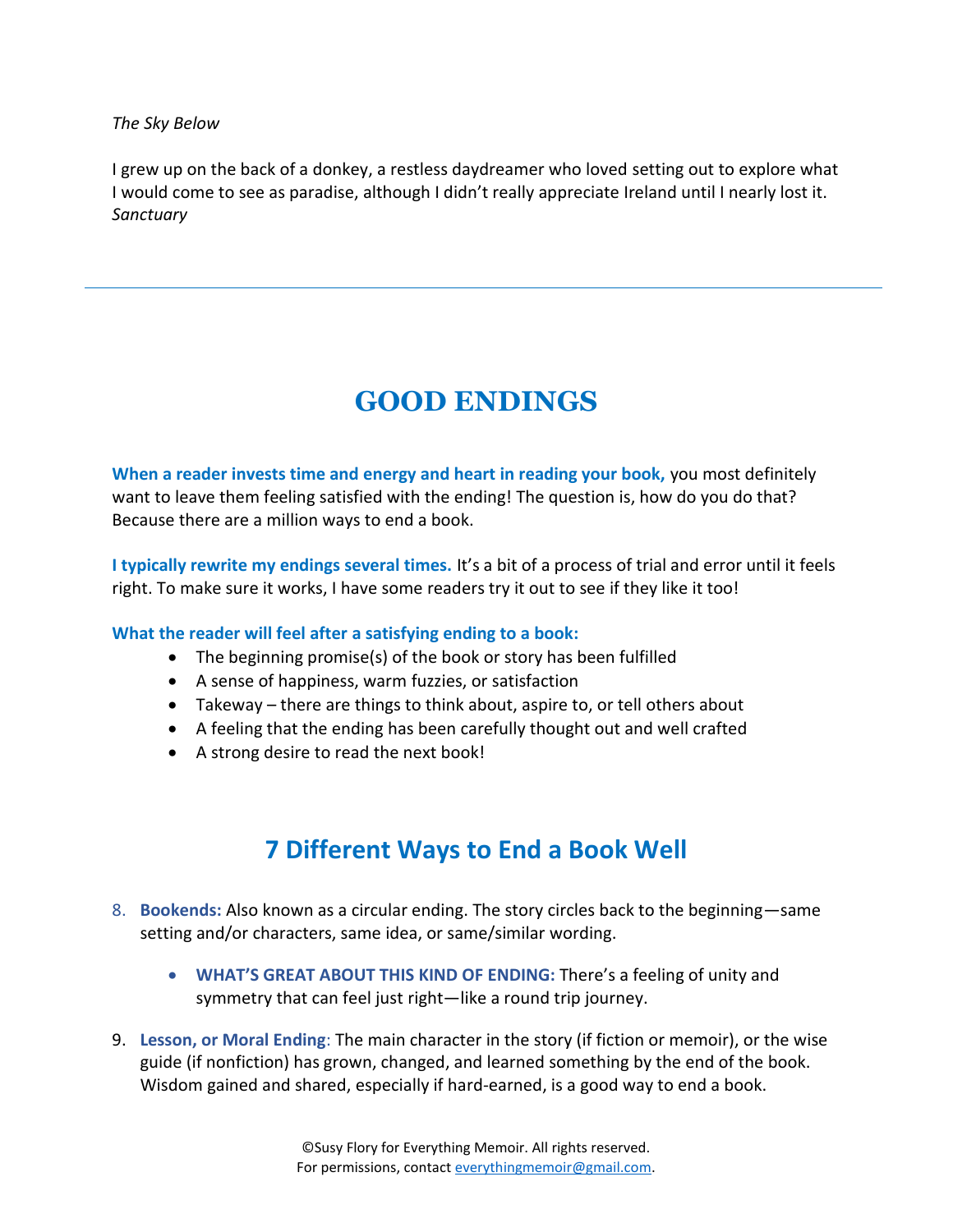*The Sky Below*

I grew up on the back of a donkey, a restless daydreamer who loved setting out to explore what I would come to see as paradise, although I didn't really appreciate Ireland until I nearly lost it.
*Sanctuary*

---

# GOOD ENDINGS

**When a reader invests time and energy and heart in reading your book,** you most definitely want to leave them feeling satisfied with the ending! The question is, how do you do that? Because there are a million ways to end a book.

**I typically rewrite my endings several times.** It's a bit of a process of trial and error until it feels right. To make sure it works, I have some readers try it out to see if they like it too!

**What the reader will feel after a satisfying ending to a book:**

- The beginning promise(s) of the book or story has been fulfilled
- A sense of happiness, warm fuzzies, or satisfaction
- Takeway – there are things to think about, aspire to, or tell others about
- A feeling that the ending has been carefully thought out and well crafted
- A strong desire to read the next book!

## 7 Different Ways to End a Book Well

8. **Bookends:** Also known as a circular ending. The story circles back to the beginning—same setting and/or characters, same idea, or same/similar wording.
    - **WHAT'S GREAT ABOUT THIS KIND OF ENDING:** There's a feeling of unity and symmetry that can feel just right—like a round trip journey.
9. **Lesson, or Moral Ending**: The main character in the story (if fiction or memoir), or the wise guide (if nonfiction) has grown, changed, and learned something by the end of the book. Wisdom gained and shared, especially if hard-earned, is a good way to end a book.

©Susy Flory for Everything Memoir. All rights reserved.
For permissions, contact everythingmemoir@gmail.com.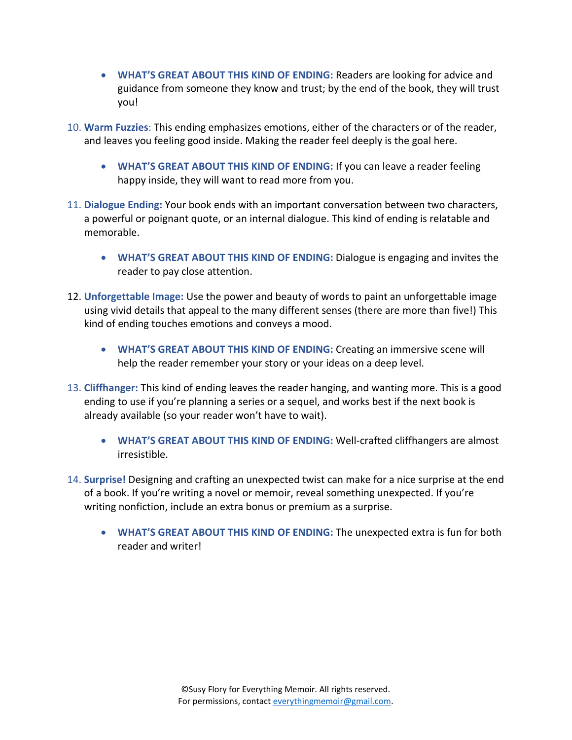- **WHAT'S GREAT ABOUT THIS KIND OF ENDING:** Readers are looking for advice and guidance from someone they know and trust; by the end of the book, they will trust you!

10. **Warm Fuzzies**: This ending emphasizes emotions, either of the characters or of the reader, and leaves you feeling good inside. Making the reader feel deeply is the goal here.

    - **WHAT'S GREAT ABOUT THIS KIND OF ENDING:** If you can leave a reader feeling happy inside, they will want to read more from you.

11. **Dialogue Ending:** Your book ends with an important conversation between two characters, a powerful or poignant quote, or an internal dialogue. This kind of ending is relatable and memorable.

    - **WHAT'S GREAT ABOUT THIS KIND OF ENDING:** Dialogue is engaging and invites the reader to pay close attention.

12. **Unforgettable Image:** Use the power and beauty of words to paint an unforgettable image using vivid details that appeal to the many different senses (there are more than five!) This kind of ending touches emotions and conveys a mood.

    - **WHAT'S GREAT ABOUT THIS KIND OF ENDING:** Creating an immersive scene will help the reader remember your story or your ideas on a deep level.

13. **Cliffhanger:** This kind of ending leaves the reader hanging, and wanting more. This is a good ending to use if you're planning a series or a sequel, and works best if the next book is already available (so your reader won't have to wait).

    - **WHAT'S GREAT ABOUT THIS KIND OF ENDING:** Well-crafted cliffhangers are almost irresistible.

14. **Surprise!** Designing and crafting an unexpected twist can make for a nice surprise at the end of a book. If you're writing a novel or memoir, reveal something unexpected. If you're writing nonfiction, include an extra bonus or premium as a surprise.

    - **WHAT'S GREAT ABOUT THIS KIND OF ENDING:** The unexpected extra is fun for both reader and writer!

©Susy Flory for Everything Memoir. All rights reserved.
For permissions, contact everythingmemoir@gmail.com.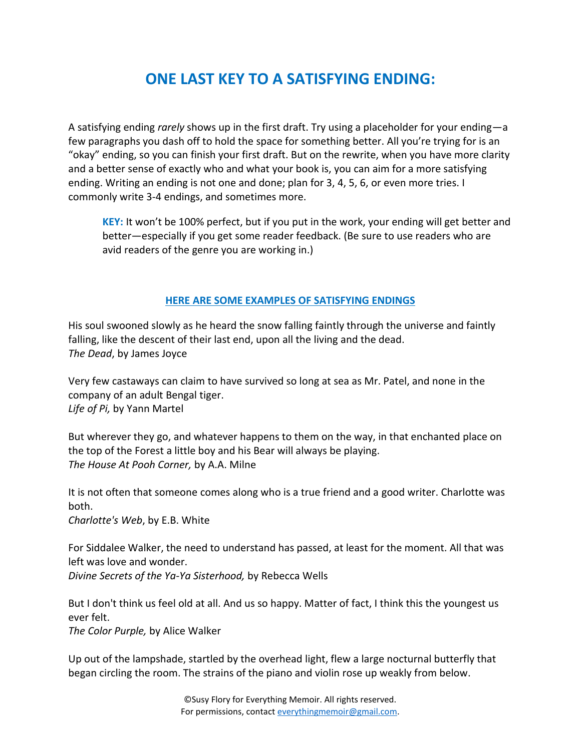# ONE LAST KEY TO A SATISFYING ENDING:

A satisfying ending *rarely* shows up in the first draft. Try using a placeholder for your ending—a few paragraphs you dash off to hold the space for something better. All you're trying for is an "okay" ending, so you can finish your first draft. But on the rewrite, when you have more clarity and a better sense of exactly who and what your book is, you can aim for a more satisfying ending. Writing an ending is not one and done; plan for 3, 4, 5, 6, or even more tries. I commonly write 3-4 endings, and sometimes more.

> **KEY:** It won't be 100% perfect, but if you put in the work, your ending will get better and better—especially if you get some reader feedback. (Be sure to use readers who are avid readers of the genre you are working in.)

## HERE ARE SOME EXAMPLES OF SATISFYING ENDINGS

His soul swooned slowly as he heard the snow falling faintly through the universe and faintly falling, like the descent of their last end, upon all the living and the dead.
*The Dead*, by James Joyce

Very few castaways can claim to have survived so long at sea as Mr. Patel, and none in the company of an adult Bengal tiger.
*Life of Pi,* by Yann Martel

But wherever they go, and whatever happens to them on the way, in that enchanted place on the top of the Forest a little boy and his Bear will always be playing.
*The House At Pooh Corner,* by A.A. Milne

It is not often that someone comes along who is a true friend and a good writer. Charlotte was both.
*Charlotte's Web*, by E.B. White

For Siddalee Walker, the need to understand has passed, at least for the moment. All that was left was love and wonder.
*Divine Secrets of the Ya-Ya Sisterhood,* by Rebecca Wells

But I don't think us feel old at all. And us so happy. Matter of fact, I think this the youngest us ever felt.
*The Color Purple,* by Alice Walker

Up out of the lampshade, startled by the overhead light, flew a large nocturnal butterfly that began circling the room. The strains of the piano and violin rose up weakly from below.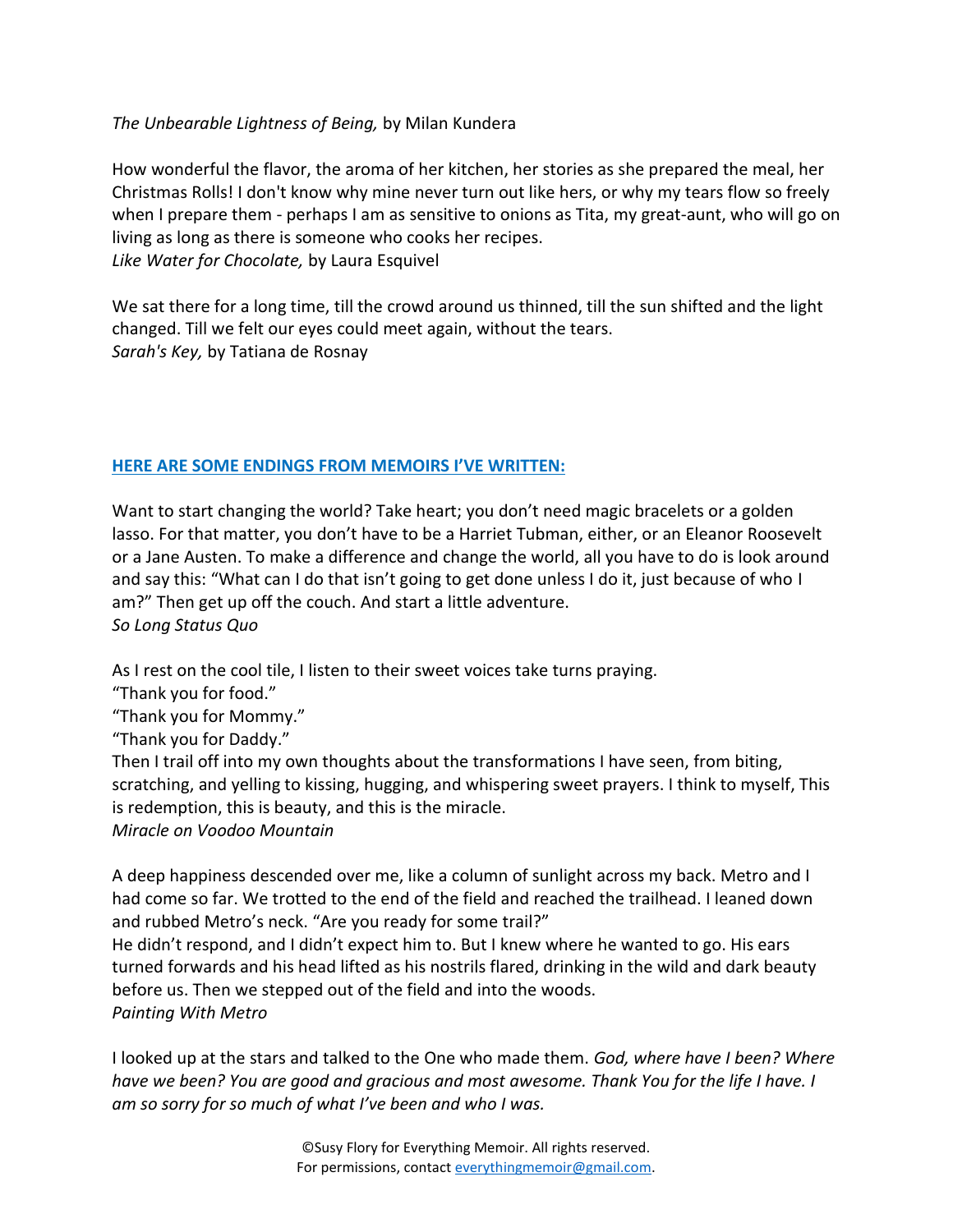*The Unbearable Lightness of Being,* by Milan Kundera

How wonderful the flavor, the aroma of her kitchen, her stories as she prepared the meal, her Christmas Rolls! I don't know why mine never turn out like hers, or why my tears flow so freely when I prepare them - perhaps I am as sensitive to onions as Tita, my great-aunt, who will go on living as long as there is someone who cooks her recipes.
*Like Water for Chocolate,* by Laura Esquivel

We sat there for a long time, till the crowd around us thinned, till the sun shifted and the light changed. Till we felt our eyes could meet again, without the tears.
*Sarah's Key,* by Tatiana de Rosnay

## HERE ARE SOME ENDINGS FROM MEMOIRS I'VE WRITTEN:

Want to start changing the world? Take heart; you don't need magic bracelets or a golden lasso. For that matter, you don't have to be a Harriet Tubman, either, or an Eleanor Roosevelt or a Jane Austen. To make a difference and change the world, all you have to do is look around and say this: "What can I do that isn't going to get done unless I do it, just because of who I am?" Then get up off the couch. And start a little adventure.
*So Long Status Quo*

As I rest on the cool tile, I listen to their sweet voices take turns praying.
"Thank you for food."
"Thank you for Mommy."
"Thank you for Daddy."
Then I trail off into my own thoughts about the transformations I have seen, from biting, scratching, and yelling to kissing, hugging, and whispering sweet prayers. I think to myself, This is redemption, this is beauty, and this is the miracle.
*Miracle on Voodoo Mountain*

A deep happiness descended over me, like a column of sunlight across my back. Metro and I had come so far. We trotted to the end of the field and reached the trailhead. I leaned down and rubbed Metro's neck. "Are you ready for some trail?"
He didn't respond, and I didn't expect him to. But I knew where he wanted to go. His ears turned forwards and his head lifted as his nostrils flared, drinking in the wild and dark beauty before us. Then we stepped out of the field and into the woods.
*Painting With Metro*

I looked up at the stars and talked to the One who made them. *God, where have I been? Where have we been? You are good and gracious and most awesome. Thank You for the life I have. I am so sorry for so much of what I've been and who I was.*

©Susy Flory for Everything Memoir. All rights reserved.
For permissions, contact everythingmemoir@gmail.com.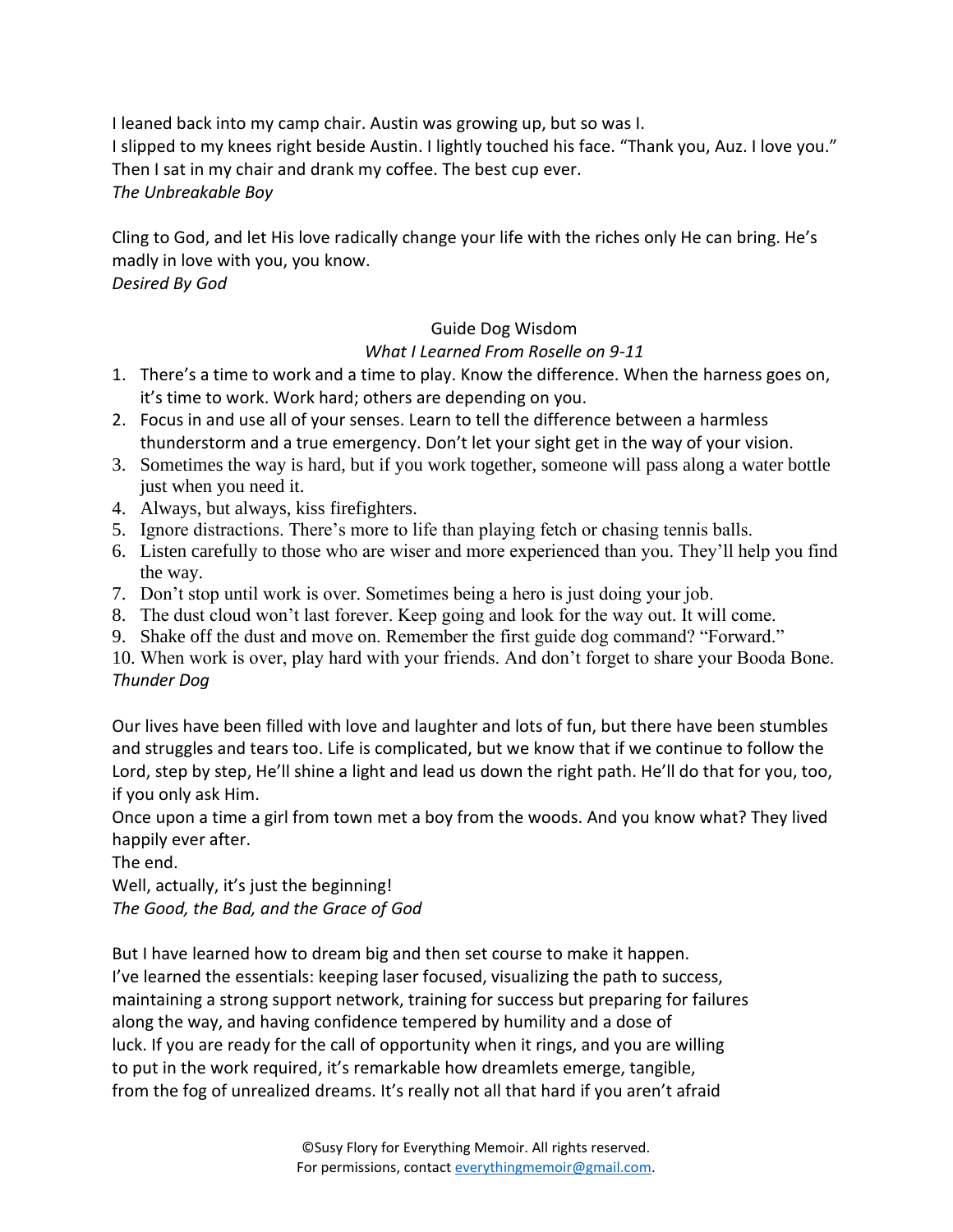I leaned back into my camp chair. Austin was growing up, but so was I.
I slipped to my knees right beside Austin. I lightly touched his face. "Thank you, Auz. I love you."
Then I sat in my chair and drank my coffee. The best cup ever.
*The Unbreakable Boy*

Cling to God, and let His love radically change your life with the riches only He can bring. He's madly in love with you, you know.
*Desired By God*

Guide Dog Wisdom

*What I Learned From Roselle on 9-11*

1. There's a time to work and a time to play. Know the difference. When the harness goes on, it's time to work. Work hard; others are depending on you.
2. Focus in and use all of your senses. Learn to tell the difference between a harmless thunderstorm and a true emergency. Don't let your sight get in the way of your vision.
3. Sometimes the way is hard, but if you work together, someone will pass along a water bottle just when you need it.
4. Always, but always, kiss firefighters.
5. Ignore distractions. There's more to life than playing fetch or chasing tennis balls.
6. Listen carefully to those who are wiser and more experienced than you. They'll help you find the way.
7. Don't stop until work is over. Sometimes being a hero is just doing your job.
8. The dust cloud won't last forever. Keep going and look for the way out. It will come.
9. Shake off the dust and move on. Remember the first guide dog command? "Forward."
10. When work is over, play hard with your friends. And don't forget to share your Booda Bone.

*Thunder Dog*

Our lives have been filled with love and laughter and lots of fun, but there have been stumbles and struggles and tears too. Life is complicated, but we know that if we continue to follow the Lord, step by step, He'll shine a light and lead us down the right path. He'll do that for you, too, if you only ask Him.
Once upon a time a girl from town met a boy from the woods. And you know what? They lived happily ever after.
The end.
Well, actually, it's just the beginning!
*The Good, the Bad, and the Grace of God*

But I have learned how to dream big and then set course to make it happen.
I've learned the essentials: keeping laser focused, visualizing the path to success, maintaining a strong support network, training for success but preparing for failures along the way, and having confidence tempered by humility and a dose of luck. If you are ready for the call of opportunity when it rings, and you are willing to put in the work required, it's remarkable how dreamlets emerge, tangible, from the fog of unrealized dreams. It's really not all that hard if you aren't afraid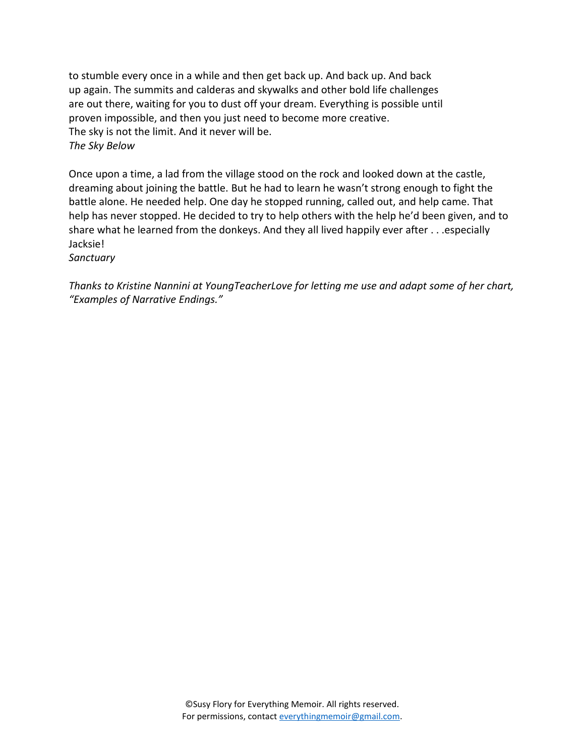to stumble every once in a while and then get back up. And back up. And back up again. The summits and calderas and skywalks and other bold life challenges are out there, waiting for you to dust off your dream. Everything is possible until proven impossible, and then you just need to become more creative.
The sky is not the limit. And it never will be.
*The Sky Below*

Once upon a time, a lad from the village stood on the rock and looked down at the castle, dreaming about joining the battle. But he had to learn he wasn't strong enough to fight the battle alone. He needed help. One day he stopped running, called out, and help came. That help has never stopped. He decided to try to help others with the help he'd been given, and to share what he learned from the donkeys. And they all lived happily ever after . . .especially Jacksie!
*Sanctuary*

*Thanks to Kristine Nannini at YoungTeacherLove for letting me use and adapt some of her chart, "Examples of Narrative Endings."*

©Susy Flory for Everything Memoir. All rights reserved.
For permissions, contact everythingmemoir@gmail.com.